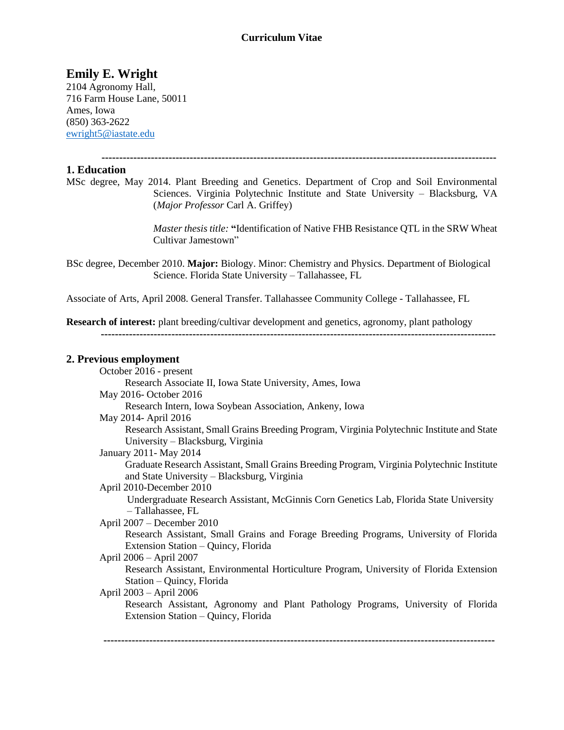**Curriculum Vitae**

# Emily E. Wright

2104 Agronomy Hall,
716 Farm House Lane, 50011
Ames, Iowa
(850) 363-2622
ewright5@iastate.edu

---

## 1. Education

MSc degree, May 2014. Plant Breeding and Genetics. Department of Crop and Soil Environmental Sciences. Virginia Polytechnic Institute and State University – Blacksburg, VA (*Major Professor* Carl A. Griffey)

*Master thesis title:* **“**Identification of Native FHB Resistance QTL in the SRW Wheat Cultivar Jamestown”

BSc degree, December 2010. **Major:** Biology. Minor: Chemistry and Physics. Department of Biological Science. Florida State University – Tallahassee, FL

Associate of Arts, April 2008. General Transfer. Tallahassee Community College - Tallahassee, FL

**Research of interest:** plant breeding/cultivar development and genetics, agronomy, plant pathology

---

## 2. Previous employment

October 2016 - present
Research Associate II, Iowa State University, Ames, Iowa

May 2016- October 2016
Research Intern, Iowa Soybean Association, Ankeny, Iowa

May 2014- April 2016
Research Assistant, Small Grains Breeding Program, Virginia Polytechnic Institute and State University – Blacksburg, Virginia

January 2011- May 2014
Graduate Research Assistant, Small Grains Breeding Program, Virginia Polytechnic Institute and State University – Blacksburg, Virginia

April 2010-December 2010
Undergraduate Research Assistant, McGinnis Corn Genetics Lab, Florida State University – Tallahassee, FL

April 2007 – December 2010
Research Assistant, Small Grains and Forage Breeding Programs, University of Florida Extension Station – Quincy, Florida

April 2006 – April 2007
Research Assistant, Environmental Horticulture Program, University of Florida Extension Station – Quincy, Florida

April 2003 – April 2006
Research Assistant, Agronomy and Plant Pathology Programs, University of Florida Extension Station – Quincy, Florida

---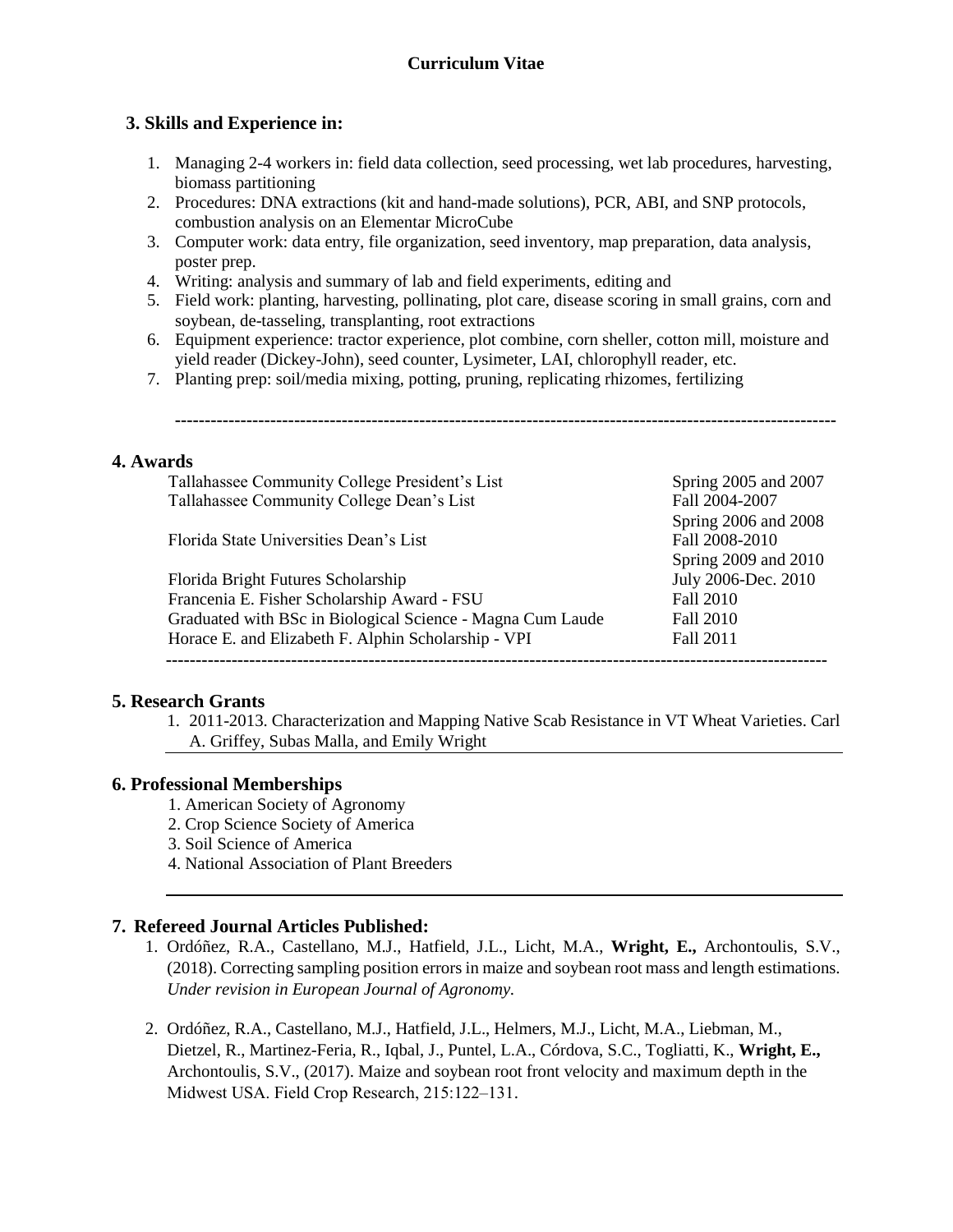**Curriculum Vitae**

## 3. Skills and Experience in:

1. Managing 2-4 workers in: field data collection, seed processing, wet lab procedures, harvesting, biomass partitioning
2. Procedures: DNA extractions (kit and hand-made solutions), PCR, ABI, and SNP protocols, combustion analysis on an Elementar MicroCube
3. Computer work: data entry, file organization, seed inventory, map preparation, data analysis, poster prep.
4. Writing: analysis and summary of lab and field experiments, editing and
5. Field work: planting, harvesting, pollinating, plot care, disease scoring in small grains, corn and soybean, de-tasseling, transplanting, root extractions
6. Equipment experience: tractor experience, plot combine, corn sheller, cotton mill, moisture and yield reader (Dickey-John), seed counter, Lysimeter, LAI, chlorophyll reader, etc.
7. Planting prep: soil/media mixing, potting, pruning, replicating rhizomes, fertilizing

---

## 4. Awards

| | |
|---|---|
| Tallahassee Community College President's List | Spring 2005 and 2007 |
| Tallahassee Community College Dean's List | Fall 2004-2007<br>Spring 2006 and 2008 |
| Florida State Universities Dean's List | Fall 2008-2010<br>Spring 2009 and 2010 |
| Florida Bright Futures Scholarship | July 2006-Dec. 2010 |
| Francenia E. Fisher Scholarship Award - FSU | Fall 2010 |
| Graduated with BSc in Biological Science - Magna Cum Laude | Fall 2010 |
| Horace E. and Elizabeth F. Alphin Scholarship - VPI | Fall 2011 |

---

## 5. Research Grants

1. 2011-2013. Characterization and Mapping Native Scab Resistance in VT Wheat Varieties. Carl A. Griffey, Subas Malla, and Emily Wright

## 6. Professional Memberships

1. American Society of Agronomy
2. Crop Science Society of America
3. Soil Science of America
4. National Association of Plant Breeders

---

## 7. Refereed Journal Articles Published:

1. Ordóñez, R.A., Castellano, M.J., Hatfield, J.L., Licht, M.A., **Wright, E.,** Archontoulis, S.V., (2018). Correcting sampling position errors in maize and soybean root mass and length estimations. *Under revision in European Journal of Agronomy.*

2. Ordóñez, R.A., Castellano, M.J., Hatfield, J.L., Helmers, M.J., Licht, M.A., Liebman, M., Dietzel, R., Martinez-Feria, R., Iqbal, J., Puntel, L.A., Córdova, S.C., Togliatti, K., **Wright, E.,** Archontoulis, S.V., (2017). Maize and soybean root front velocity and maximum depth in the Midwest USA. Field Crop Research, 215:122–131.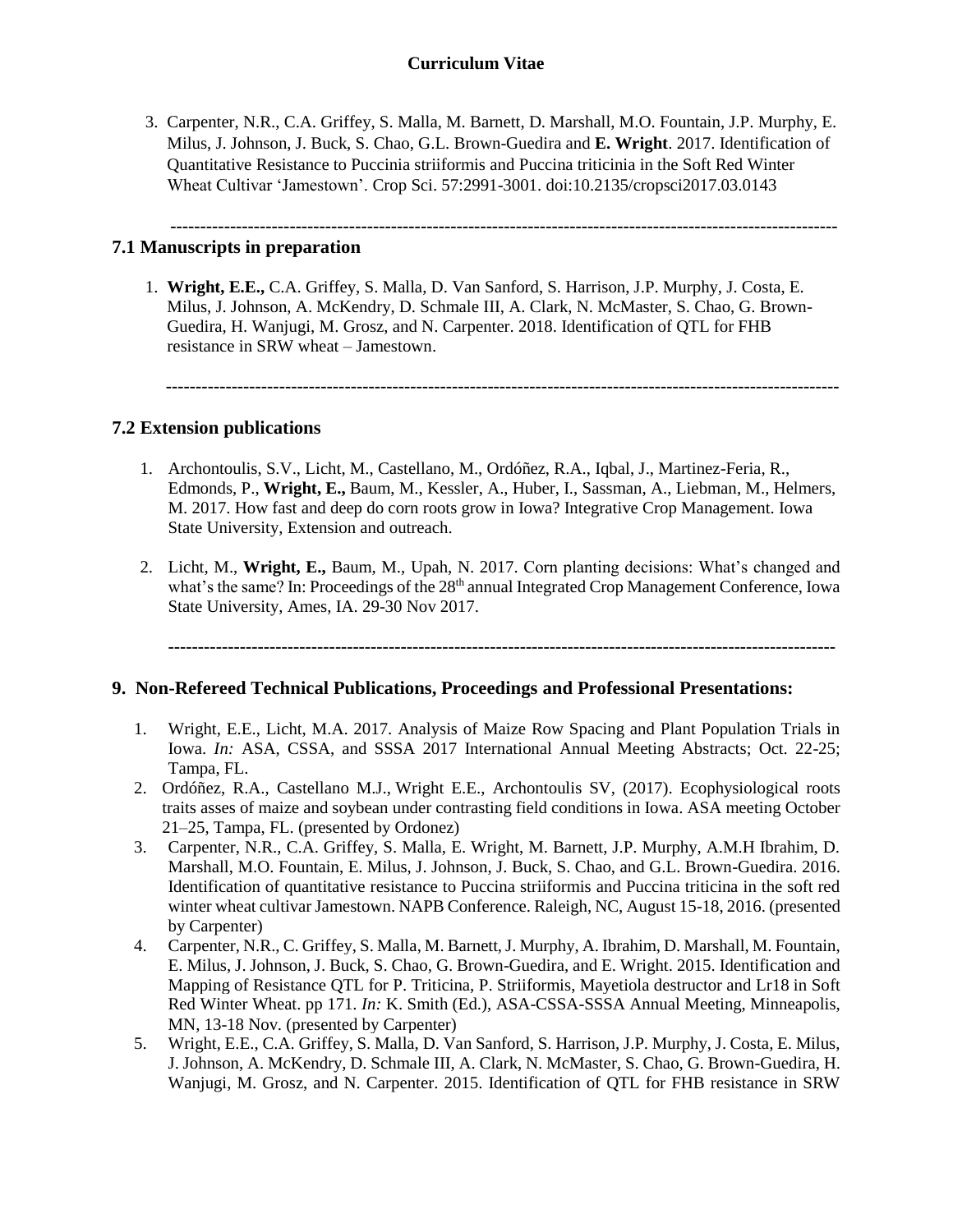3. Carpenter, N.R., C.A. Griffey, S. Malla, M. Barnett, D. Marshall, M.O. Fountain, J.P. Murphy, E. Milus, J. Johnson, J. Buck, S. Chao, G.L. Brown-Guedira and **E. Wright**. 2017. Identification of Quantitative Resistance to Puccinia striiformis and Puccina triticinia in the Soft Red Winter Wheat Cultivar 'Jamestown'. Crop Sci. 57:2991-3001. doi:10.2135/cropsci2017.03.0143

---

## 7.1 Manuscripts in preparation

1. **Wright, E.E.,** C.A. Griffey, S. Malla, D. Van Sanford, S. Harrison, J.P. Murphy, J. Costa, E. Milus, J. Johnson, A. McKendry, D. Schmale III, A. Clark, N. McMaster, S. Chao, G. Brown-Guedira, H. Wanjugi, M. Grosz, and N. Carpenter. 2018. Identification of QTL for FHB resistance in SRW wheat – Jamestown.

---

## 7.2 Extension publications

1. Archontoulis, S.V., Licht, M., Castellano, M., Ordóñez, R.A., Iqbal, J., Martinez-Feria, R., Edmonds, P., **Wright, E.,** Baum, M., Kessler, A., Huber, I., Sassman, A., Liebman, M., Helmers, M. 2017. How fast and deep do corn roots grow in Iowa? Integrative Crop Management. Iowa State University, Extension and outreach.

2. Licht, M., **Wright, E.,** Baum, M., Upah, N. 2017. Corn planting decisions: What's changed and what's the same? In: Proceedings of the 28th annual Integrated Crop Management Conference, Iowa State University, Ames, IA. 29-30 Nov 2017.

---

## 9. Non-Refereed Technical Publications, Proceedings and Professional Presentations:

1. Wright, E.E., Licht, M.A. 2017. Analysis of Maize Row Spacing and Plant Population Trials in Iowa. *In:* ASA, CSSA, and SSSA 2017 International Annual Meeting Abstracts; Oct. 22-25; Tampa, FL.
2. Ordóñez, R.A., Castellano M.J., Wright E.E., Archontoulis SV, (2017). Ecophysiological roots traits asses of maize and soybean under contrasting field conditions in Iowa. ASA meeting October 21–25, Tampa, FL. (presented by Ordonez)
3. Carpenter, N.R., C.A. Griffey, S. Malla, E. Wright, M. Barnett, J.P. Murphy, A.M.H Ibrahim, D. Marshall, M.O. Fountain, E. Milus, J. Johnson, J. Buck, S. Chao, and G.L. Brown-Guedira. 2016. Identification of quantitative resistance to Puccina striiformis and Puccina triticina in the soft red winter wheat cultivar Jamestown. NAPB Conference. Raleigh, NC, August 15-18, 2016. (presented by Carpenter)
4. Carpenter, N.R., C. Griffey, S. Malla, M. Barnett, J. Murphy, A. Ibrahim, D. Marshall, M. Fountain, E. Milus, J. Johnson, J. Buck, S. Chao, G. Brown-Guedira, and E. Wright. 2015. Identification and Mapping of Resistance QTL for P. Triticina, P. Striiformis, Mayetiola destructor and Lr18 in Soft Red Winter Wheat. pp 171. *In:* K. Smith (Ed.), ASA-CSSA-SSSA Annual Meeting, Minneapolis, MN, 13-18 Nov. (presented by Carpenter)
5. Wright, E.E., C.A. Griffey, S. Malla, D. Van Sanford, S. Harrison, J.P. Murphy, J. Costa, E. Milus, J. Johnson, A. McKendry, D. Schmale III, A. Clark, N. McMaster, S. Chao, G. Brown-Guedira, H. Wanjugi, M. Grosz, and N. Carpenter. 2015. Identification of QTL for FHB resistance in SRW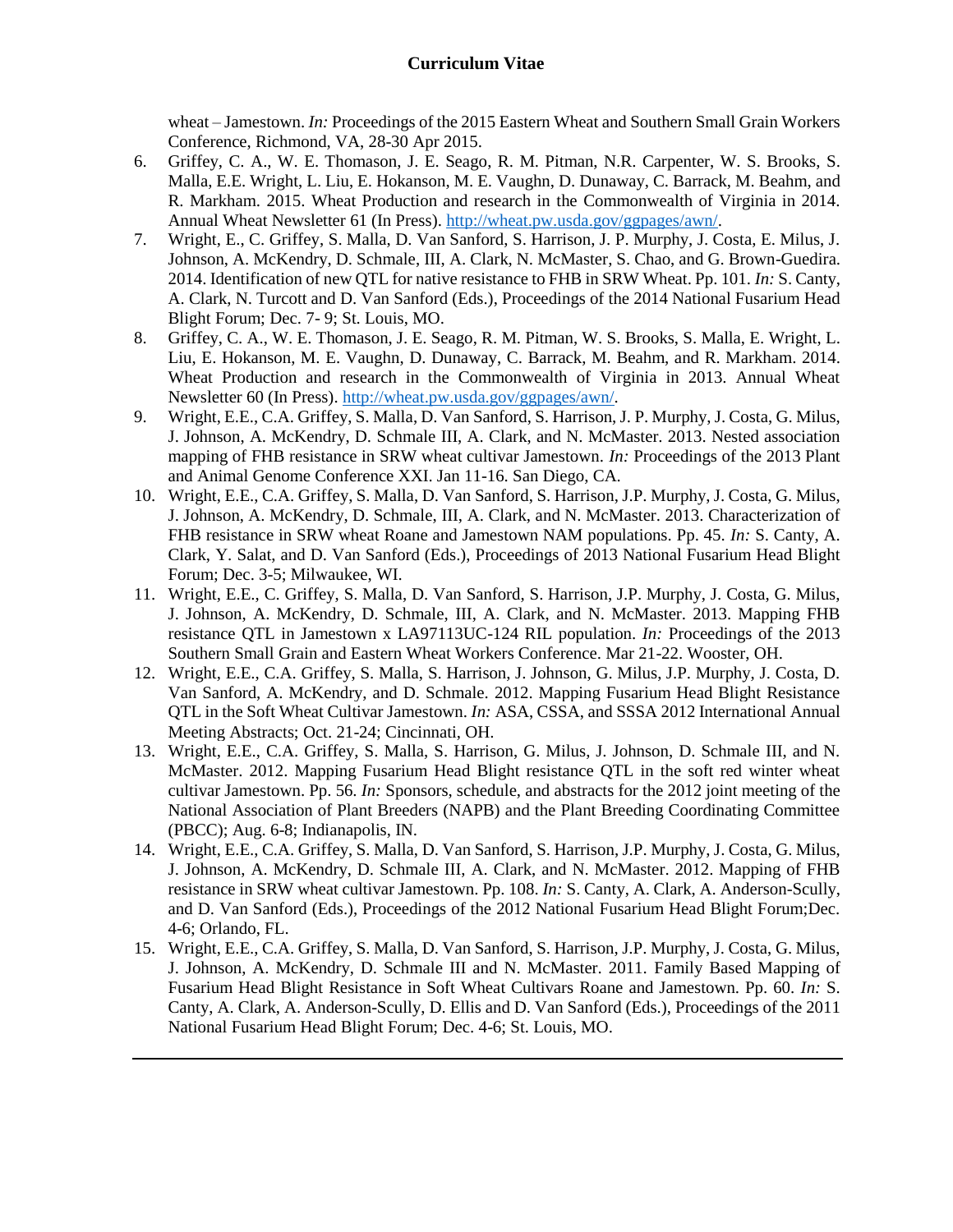wheat – Jamestown. *In:* Proceedings of the 2015 Eastern Wheat and Southern Small Grain Workers Conference, Richmond, VA, 28-30 Apr 2015.

6. Griffey, C. A., W. E. Thomason, J. E. Seago, R. M. Pitman, N.R. Carpenter, W. S. Brooks, S. Malla, E.E. Wright, L. Liu, E. Hokanson, M. E. Vaughn, D. Dunaway, C. Barrack, M. Beahm, and R. Markham. 2015. Wheat Production and research in the Commonwealth of Virginia in 2014. Annual Wheat Newsletter 61 (In Press). [http://wheat.pw.usda.gov/ggpages/awn/](http://wheat.pw.usda.gov/ggpages/awn/).
7. Wright, E., C. Griffey, S. Malla, D. Van Sanford, S. Harrison, J. P. Murphy, J. Costa, E. Milus, J. Johnson, A. McKendry, D. Schmale, III, A. Clark, N. McMaster, S. Chao, and G. Brown-Guedira. 2014. Identification of new QTL for native resistance to FHB in SRW Wheat. Pp. 101. *In:* S. Canty, A. Clark, N. Turcott and D. Van Sanford (Eds.), Proceedings of the 2014 National Fusarium Head Blight Forum; Dec. 7- 9; St. Louis, MO.
8. Griffey, C. A., W. E. Thomason, J. E. Seago, R. M. Pitman, W. S. Brooks, S. Malla, E. Wright, L. Liu, E. Hokanson, M. E. Vaughn, D. Dunaway, C. Barrack, M. Beahm, and R. Markham. 2014. Wheat Production and research in the Commonwealth of Virginia in 2013. Annual Wheat Newsletter 60 (In Press). [http://wheat.pw.usda.gov/ggpages/awn/](http://wheat.pw.usda.gov/ggpages/awn/).
9. Wright, E.E., C.A. Griffey, S. Malla, D. Van Sanford, S. Harrison, J. P. Murphy, J. Costa, G. Milus, J. Johnson, A. McKendry, D. Schmale III, A. Clark, and N. McMaster. 2013. Nested association mapping of FHB resistance in SRW wheat cultivar Jamestown. *In:* Proceedings of the 2013 Plant and Animal Genome Conference XXI. Jan 11-16. San Diego, CA.
10. Wright, E.E., C.A. Griffey, S. Malla, D. Van Sanford, S. Harrison, J.P. Murphy, J. Costa, G. Milus, J. Johnson, A. McKendry, D. Schmale, III, A. Clark, and N. McMaster. 2013. Characterization of FHB resistance in SRW wheat Roane and Jamestown NAM populations. Pp. 45. *In:* S. Canty, A. Clark, Y. Salat, and D. Van Sanford (Eds.), Proceedings of 2013 National Fusarium Head Blight Forum; Dec. 3-5; Milwaukee, WI.
11. Wright, E.E., C. Griffey, S. Malla, D. Van Sanford, S. Harrison, J.P. Murphy, J. Costa, G. Milus, J. Johnson, A. McKendry, D. Schmale, III, A. Clark, and N. McMaster. 2013. Mapping FHB resistance QTL in Jamestown x LA97113UC-124 RIL population. *In:* Proceedings of the 2013 Southern Small Grain and Eastern Wheat Workers Conference. Mar 21-22. Wooster, OH.
12. Wright, E.E., C.A. Griffey, S. Malla, S. Harrison, J. Johnson, G. Milus, J.P. Murphy, J. Costa, D. Van Sanford, A. McKendry, and D. Schmale. 2012. Mapping Fusarium Head Blight Resistance QTL in the Soft Wheat Cultivar Jamestown. *In:* ASA, CSSA, and SSSA 2012 International Annual Meeting Abstracts; Oct. 21-24; Cincinnati, OH.
13. Wright, E.E., C.A. Griffey, S. Malla, S. Harrison, G. Milus, J. Johnson, D. Schmale III, and N. McMaster. 2012. Mapping Fusarium Head Blight resistance QTL in the soft red winter wheat cultivar Jamestown. Pp. 56. *In:* Sponsors, schedule, and abstracts for the 2012 joint meeting of the National Association of Plant Breeders (NAPB) and the Plant Breeding Coordinating Committee (PBCC); Aug. 6-8; Indianapolis, IN.
14. Wright, E.E., C.A. Griffey, S. Malla, D. Van Sanford, S. Harrison, J.P. Murphy, J. Costa, G. Milus, J. Johnson, A. McKendry, D. Schmale III, A. Clark, and N. McMaster. 2012. Mapping of FHB resistance in SRW wheat cultivar Jamestown. Pp. 108. *In:* S. Canty, A. Clark, A. Anderson-Scully, and D. Van Sanford (Eds.), Proceedings of the 2012 National Fusarium Head Blight Forum;Dec. 4-6; Orlando, FL.
15. Wright, E.E., C.A. Griffey, S. Malla, D. Van Sanford, S. Harrison, J.P. Murphy, J. Costa, G. Milus, J. Johnson, A. McKendry, D. Schmale III and N. McMaster. 2011. Family Based Mapping of Fusarium Head Blight Resistance in Soft Wheat Cultivars Roane and Jamestown. Pp. 60. *In:* S. Canty, A. Clark, A. Anderson-Scully, D. Ellis and D. Van Sanford (Eds.), Proceedings of the 2011 National Fusarium Head Blight Forum; Dec. 4-6; St. Louis, MO.

---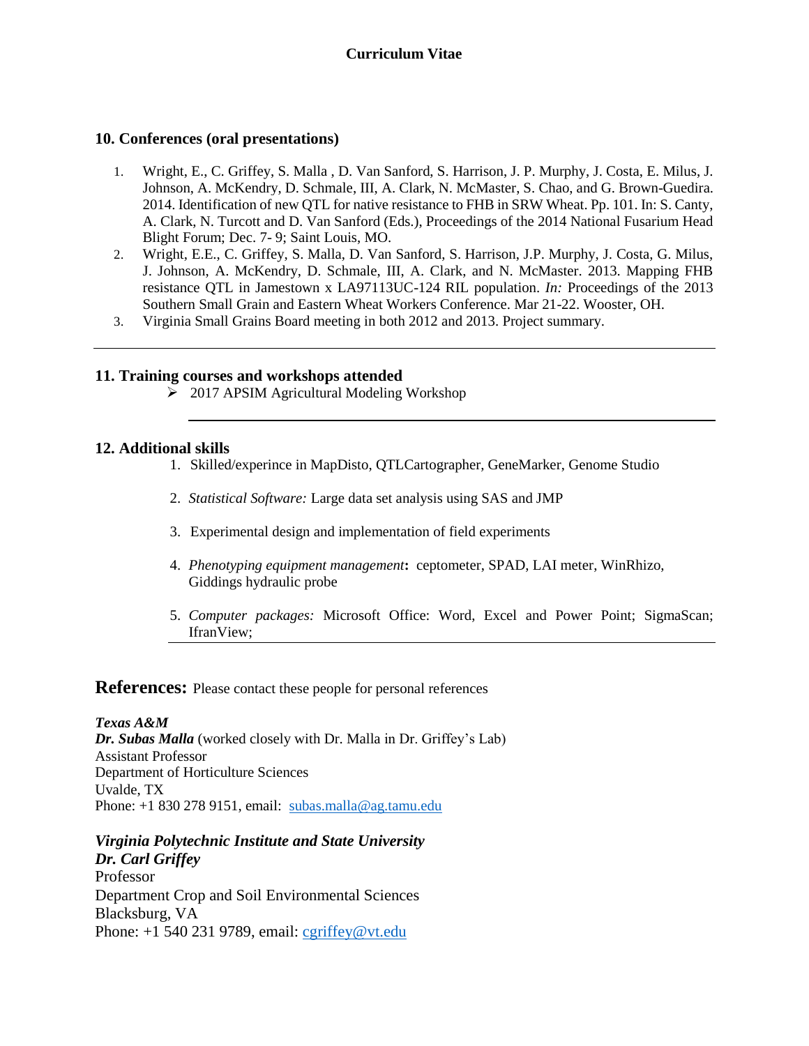**Curriculum Vitae**

## 10. Conferences (oral presentations)

1. Wright, E., C. Griffey, S. Malla , D. Van Sanford, S. Harrison, J. P. Murphy, J. Costa, E. Milus, J. Johnson, A. McKendry, D. Schmale, III, A. Clark, N. McMaster, S. Chao, and G. Brown-Guedira. 2014. Identification of new QTL for native resistance to FHB in SRW Wheat. Pp. 101. In: S. Canty, A. Clark, N. Turcott and D. Van Sanford (Eds.), Proceedings of the 2014 National Fusarium Head Blight Forum; Dec. 7- 9; Saint Louis, MO.
2. Wright, E.E., C. Griffey, S. Malla, D. Van Sanford, S. Harrison, J.P. Murphy, J. Costa, G. Milus, J. Johnson, A. McKendry, D. Schmale, III, A. Clark, and N. McMaster. 2013. Mapping FHB resistance QTL in Jamestown x LA97113UC-124 RIL population. *In:* Proceedings of the 2013 Southern Small Grain and Eastern Wheat Workers Conference. Mar 21-22. Wooster, OH.
3. Virginia Small Grains Board meeting in both 2012 and 2013. Project summary.

---

## 11. Training courses and workshops attended

- 2017 APSIM Agricultural Modeling Workshop

---

## 12. Additional skills

1. Skilled/experince in MapDisto, QTLCartographer, GeneMarker, Genome Studio
2. *Statistical Software:* Large data set analysis using SAS and JMP
3. Experimental design and implementation of field experiments
4. *Phenotyping equipment management*: ceptometer, SPAD, LAI meter, WinRhizo, Giddings hydraulic probe
5. *Computer packages:* Microsoft Office: Word, Excel and Power Point; SigmaScan; IfranView;

---

## References: Please contact these people for personal references

***Texas A&M***
***Dr. Subas Malla*** (worked closely with Dr. Malla in Dr. Griffey's Lab)
Assistant Professor
Department of Horticulture Sciences
Uvalde, TX
Phone: +1 830 278 9151, email: subas.malla@ag.tamu.edu

***Virginia Polytechnic Institute and State University***
***Dr. Carl Griffey***
Professor
Department Crop and Soil Environmental Sciences
Blacksburg, VA
Phone: +1 540 231 9789, email: cgriffey@vt.edu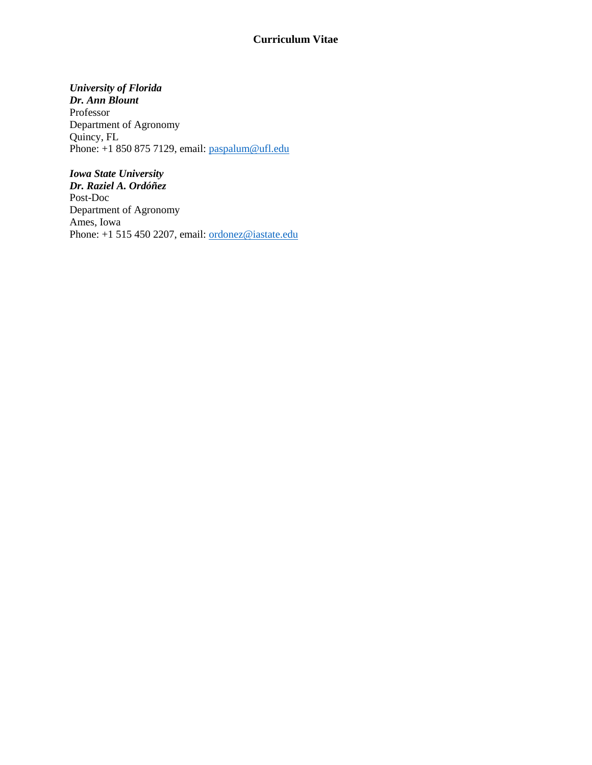**Curriculum Vitae**

***University of Florida***
***Dr. Ann Blount***
Professor
Department of Agronomy
Quincy, FL
Phone: +1 850 875 7129, email: paspalum@ufl.edu

***Iowa State University***
***Dr. Raziel A. Ordóñez***
Post-Doc
Department of Agronomy
Ames, Iowa
Phone: +1 515 450 2207, email: ordonez@iastate.edu